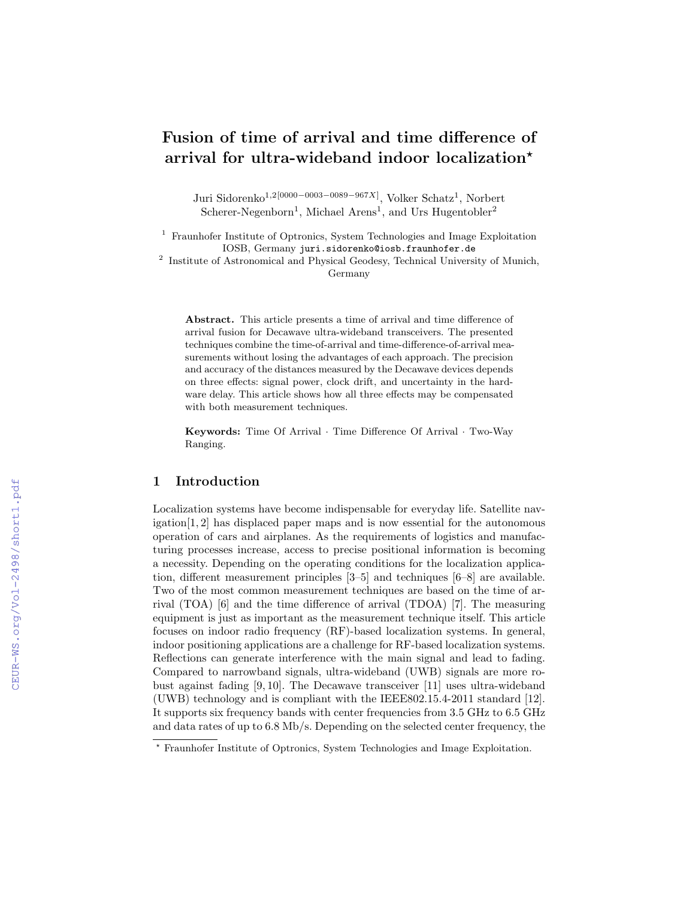# Fusion of time of arrival and time difference of arrival for ultra-wideband indoor localization*

Juri Sidorenko[1,2][0000−0003−0089−967X], Volker Schatz[1], Norbert Scherer-Negenborn[1], Michael Arens[1], and Urs Hugentobler[2]

[1] Fraunhofer Institute of Optronics, System Technologies and Image Exploitation IOSB, Germany `juri.sidorenko@iosb.fraunhofer.de`

[2] Institute of Astronomical and Physical Geodesy, Technical University of Munich, Germany

**Abstract.** This article presents a time of arrival and time difference of arrival fusion for Decawave ultra-wideband transceivers. The presented techniques combine the time-of-arrival and time-difference-of-arrival measurements without losing the advantages of each approach. The precision and accuracy of the distances measured by the Decawave devices depends on three effects: signal power, clock drift, and uncertainty in the hardware delay. This article shows how all three effects may be compensated with both measurement techniques.

**Keywords:** Time Of Arrival · Time Difference Of Arrival · Two-Way Ranging.

## 1 Introduction

Localization systems have become indispensable for everyday life. Satellite navigation[1, 2] has displaced paper maps and is now essential for the autonomous operation of cars and airplanes. As the requirements of logistics and manufacturing processes increase, access to precise positional information is becoming a necessity. Depending on the operating conditions for the localization application, different measurement principles [3–5] and techniques [6–8] are available. Two of the most common measurement techniques are based on the time of arrival (TOA) [6] and the time difference of arrival (TDOA) [7]. The measuring equipment is just as important as the measurement technique itself. This article focuses on indoor radio frequency (RF)-based localization systems. In general, indoor positioning applications are a challenge for RF-based localization systems. Reflections can generate interference with the main signal and lead to fading. Compared to narrowband signals, ultra-wideband (UWB) signals are more robust against fading [9, 10]. The Decawave transceiver [11] uses ultra-wideband (UWB) technology and is compliant with the IEEE802.15.4-2011 standard [12]. It supports six frequency bands with center frequencies from 3.5 GHz to 6.5 GHz and data rates of up to 6.8 Mb/s. Depending on the selected center frequency, the

* Fraunhofer Institute of Optronics, System Technologies and Image Exploitation.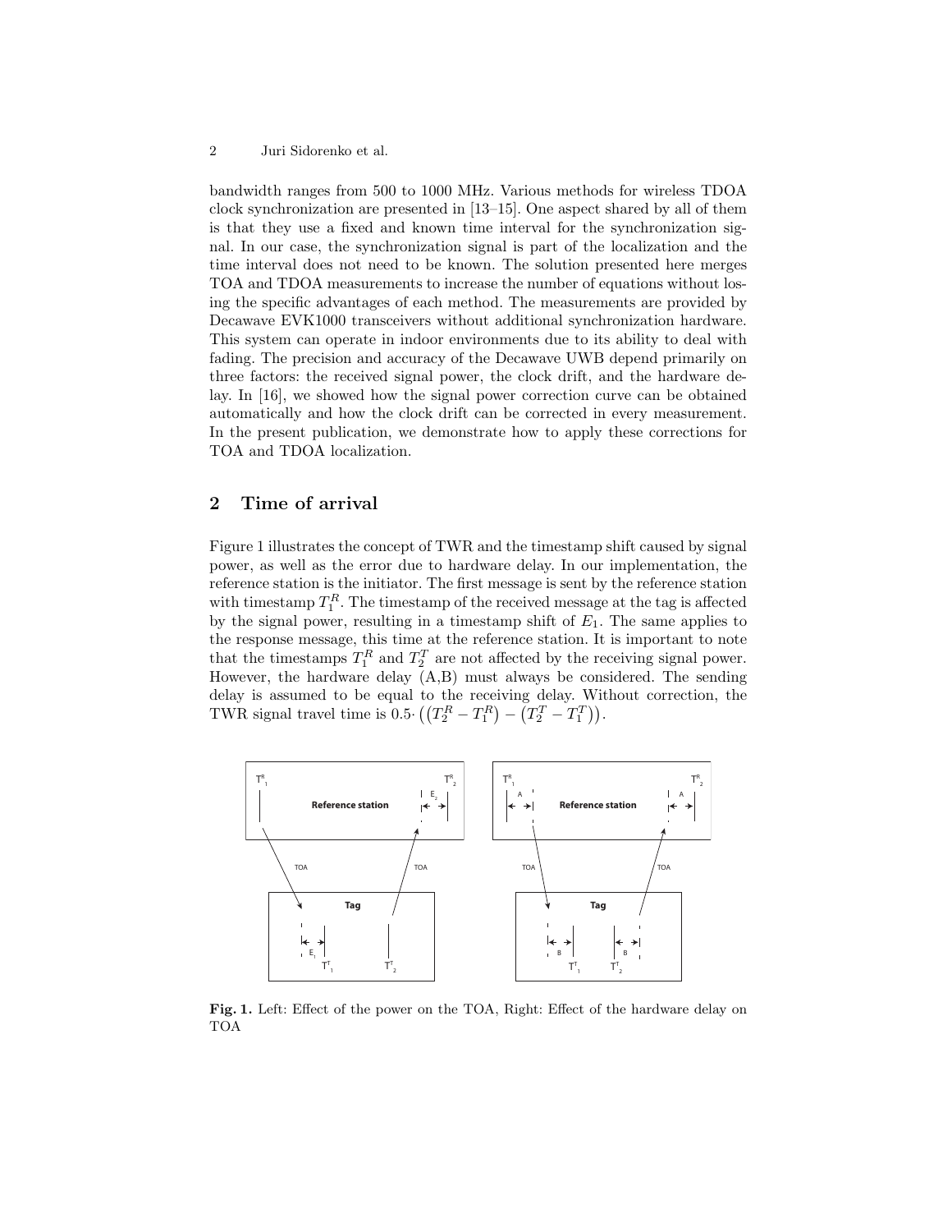bandwidth ranges from 500 to 1000 MHz. Various methods for wireless TDOA clock synchronization are presented in [13–15]. One aspect shared by all of them is that they use a fixed and known time interval for the synchronization signal. In our case, the synchronization signal is part of the localization and the time interval does not need to be known. The solution presented here merges TOA and TDOA measurements to increase the number of equations without losing the specific advantages of each method. The measurements are provided by Decawave EVK1000 transceivers without additional synchronization hardware. This system can operate in indoor environments due to its ability to deal with fading. The precision and accuracy of the Decawave UWB depend primarily on three factors: the received signal power, the clock drift, and the hardware delay. In [16], we showed how the signal power correction curve can be obtained automatically and how the clock drift can be corrected in every measurement. In the present publication, we demonstrate how to apply these corrections for TOA and TDOA localization.

## 2 Time of arrival

Figure 1 illustrates the concept of TWR and the timestamp shift caused by signal power, as well as the error due to hardware delay. In our implementation, the reference station is the initiator. The first message is sent by the reference station with timestamp $T_1^R$. The timestamp of the received message at the tag is affected by the signal power, resulting in a timestamp shift of $E_1$. The same applies to the response message, this time at the reference station. It is important to note that the timestamps $T_1^R$ and $T_2^T$ are not affected by the receiving signal power. However, the hardware delay (A,B) must always be considered. The sending delay is assumed to be equal to the receiving delay. Without correction, the TWR signal travel time is $0.5 \cdot \left( \left( T_2^R - T_1^R \right) - \left( T_2^T - T_1^T \right) \right)$.

**Fig. 1.** Left: Effect of the power on the TOA, Right: Effect of the hardware delay on TOA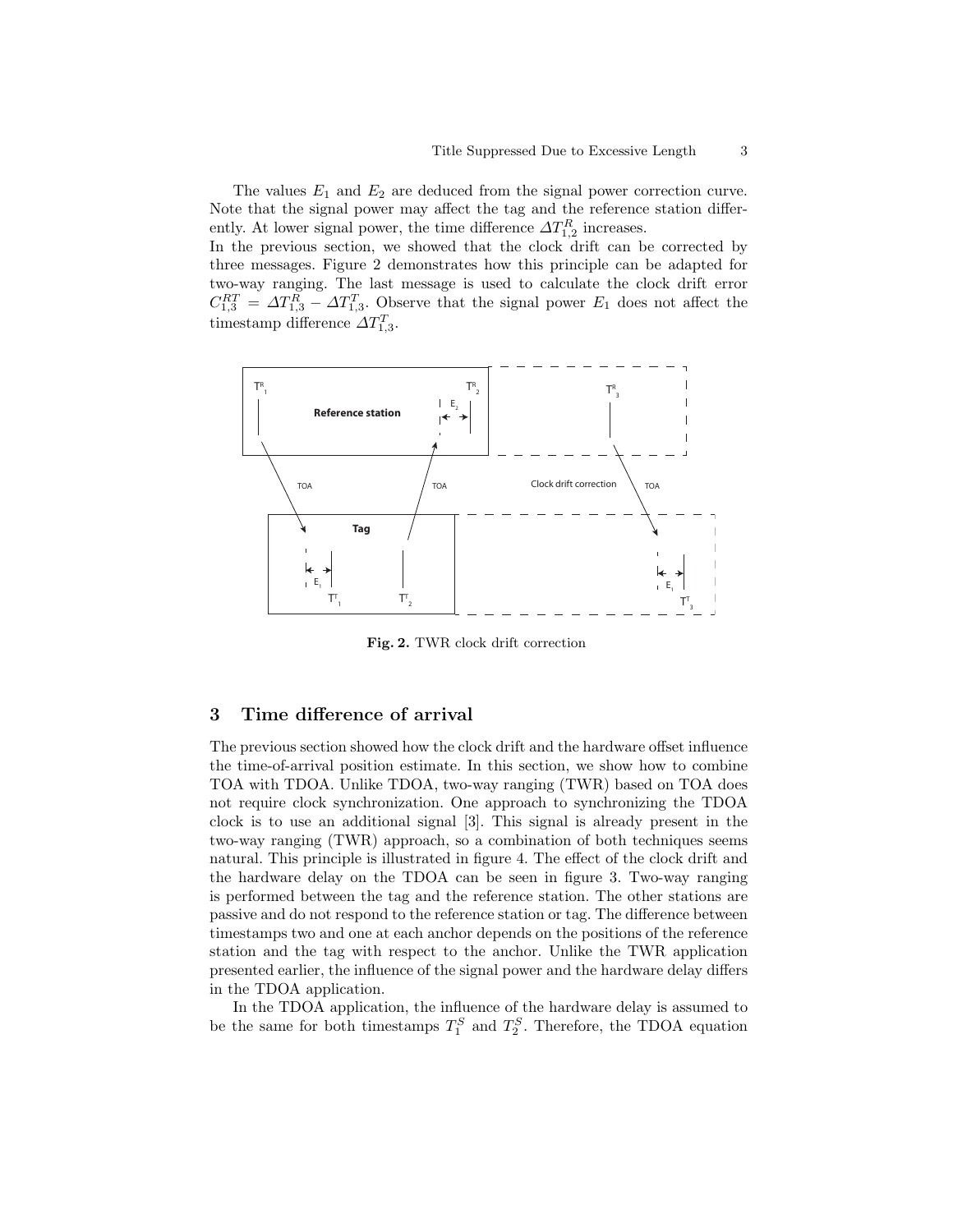The values $E_1$ and $E_2$ are deduced from the signal power correction curve. Note that the signal power may affect the tag and the reference station differently. At lower signal power, the time difference $\Delta T^R_{1,2}$ increases.
In the previous section, we showed that the clock drift can be corrected by three messages. Figure 2 demonstrates how this principle can be adapted for two-way ranging. The last message is used to calculate the clock drift error $C^{RT}_{1,3} = \Delta T^R_{1,3} - \Delta T^T_{1,3}$. Observe that the signal power $E_1$ does not affect the timestamp difference $\Delta T^T_{1,3}$.

**Fig. 2.** TWR clock drift correction

## 3 Time difference of arrival

The previous section showed how the clock drift and the hardware offset influence the time-of-arrival position estimate. In this section, we show how to combine TOA with TDOA. Unlike TDOA, two-way ranging (TWR) based on TOA does not require clock synchronization. One approach to synchronizing the TDOA clock is to use an additional signal [3]. This signal is already present in the two-way ranging (TWR) approach, so a combination of both techniques seems natural. This principle is illustrated in figure 4. The effect of the clock drift and the hardware delay on the TDOA can be seen in figure 3. Two-way ranging is performed between the tag and the reference station. The other stations are passive and do not respond to the reference station or tag. The difference between timestamps two and one at each anchor depends on the positions of the reference station and the tag with respect to the anchor. Unlike the TWR application presented earlier, the influence of the signal power and the hardware delay differs in the TDOA application.

In the TDOA application, the influence of the hardware delay is assumed to be the same for both timestamps $T^S_1$ and $T^S_2$. Therefore, the TDOA equation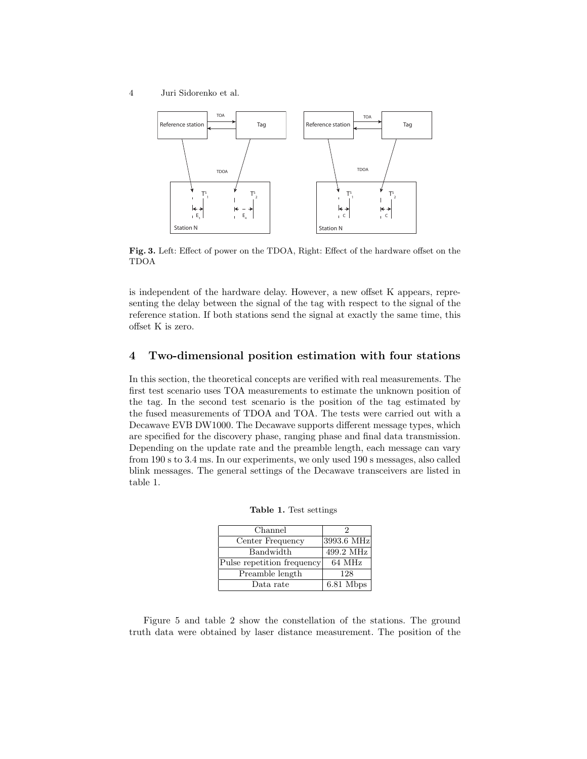**Fig. 3.** Left: Effect of power on the TDOA, Right: Effect of the hardware offset on the TDOA

is independent of the hardware delay. However, a new offset K appears, representing the delay between the signal of the tag with respect to the signal of the reference station. If both stations send the signal at exactly the same time, this offset K is zero.

## 4 Two-dimensional position estimation with four stations

In this section, the theoretical concepts are verified with real measurements. The first test scenario uses TOA measurements to estimate the unknown position of the tag. In the second test scenario is the position of the tag estimated by the fused measurements of TDOA and TOA. The tests were carried out with a Decawave EVB DW1000. The Decawave supports different message types, which are specified for the discovery phase, ranging phase and final data transmission. Depending on the update rate and the preamble length, each message can vary from 190 s to 3.4 ms. In our experiments, we only used 190 s messages, also called blink messages. The general settings of the Decawave transceivers are listed in table 1.

**Table 1.** Test settings

| Channel | 2 |
|---|---|
| Center Frequency | 3993.6 MHz |
| Bandwidth | 499.2 MHz |
| Pulse repetition frequency | 64 MHz |
| Preamble length | 128 |
| Data rate | 6.81 Mbps |

Figure 5 and table 2 show the constellation of the stations. The ground truth data were obtained by laser distance measurement. The position of the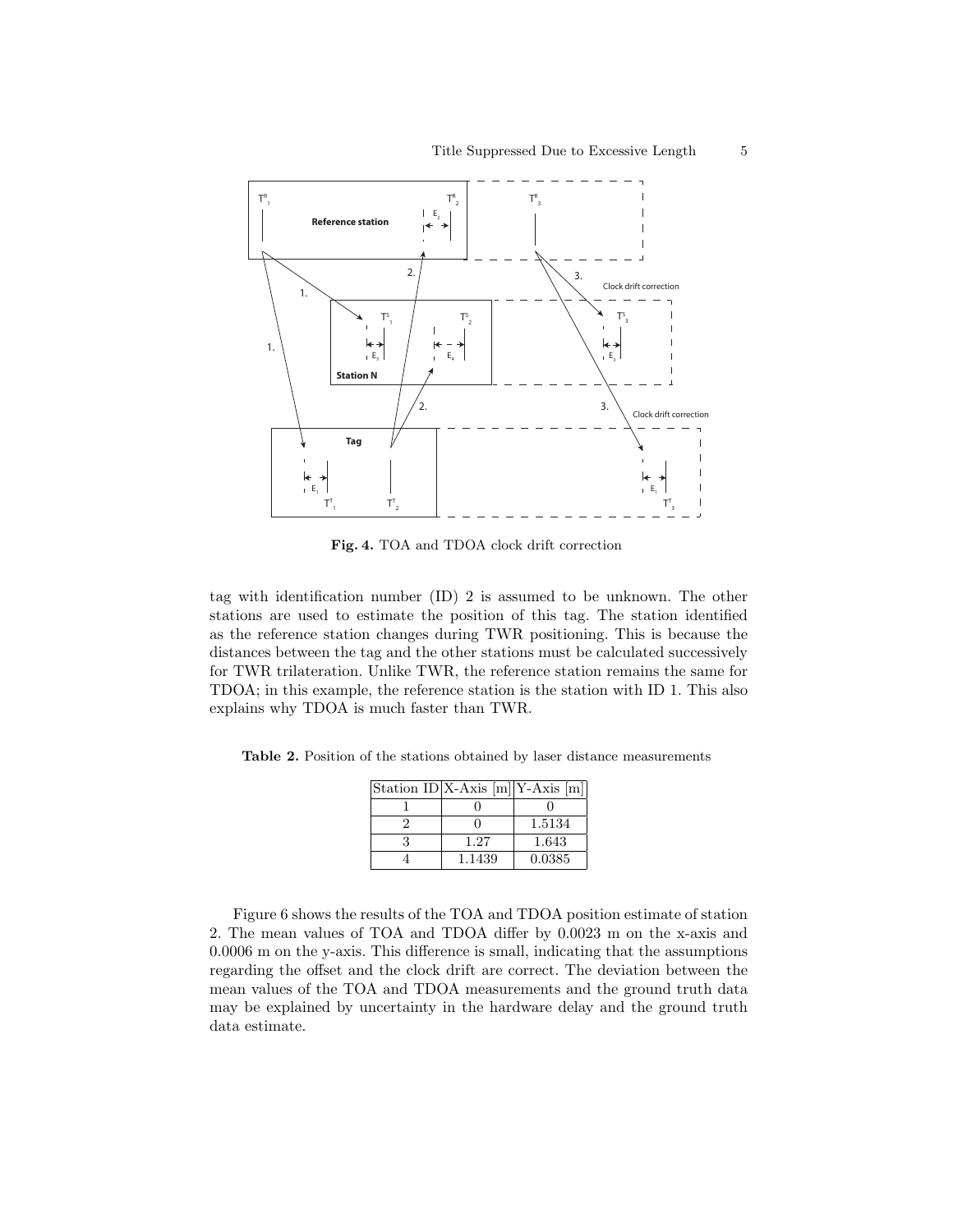Fig. 4. TOA and TDOA clock drift correction

tag with identification number (ID) 2 is assumed to be unknown. The other stations are used to estimate the position of this tag. The station identified as the reference station changes during TWR positioning. This is because the distances between the tag and the other stations must be calculated successively for TWR trilateration. Unlike TWR, the reference station remains the same for TDOA; in this example, the reference station is the station with ID 1. This also explains why TDOA is much faster than TWR.

Table 2. Position of the stations obtained by laser distance measurements

| Station ID | X-Axis [m] | Y-Axis [m] |
| --- | --- | --- |
| 1 | 0 | 0 |
| 2 | 0 | 1.5134 |
| 3 | 1.27 | 1.643 |
| 4 | 1.1439 | 0.0385 |

Figure 6 shows the results of the TOA and TDOA position estimate of station 2. The mean values of TOA and TDOA differ by 0.0023 m on the x-axis and 0.0006 m on the y-axis. This difference is small, indicating that the assumptions regarding the offset and the clock drift are correct. The deviation between the mean values of the TOA and TDOA measurements and the ground truth data may be explained by uncertainty in the hardware delay and the ground truth data estimate.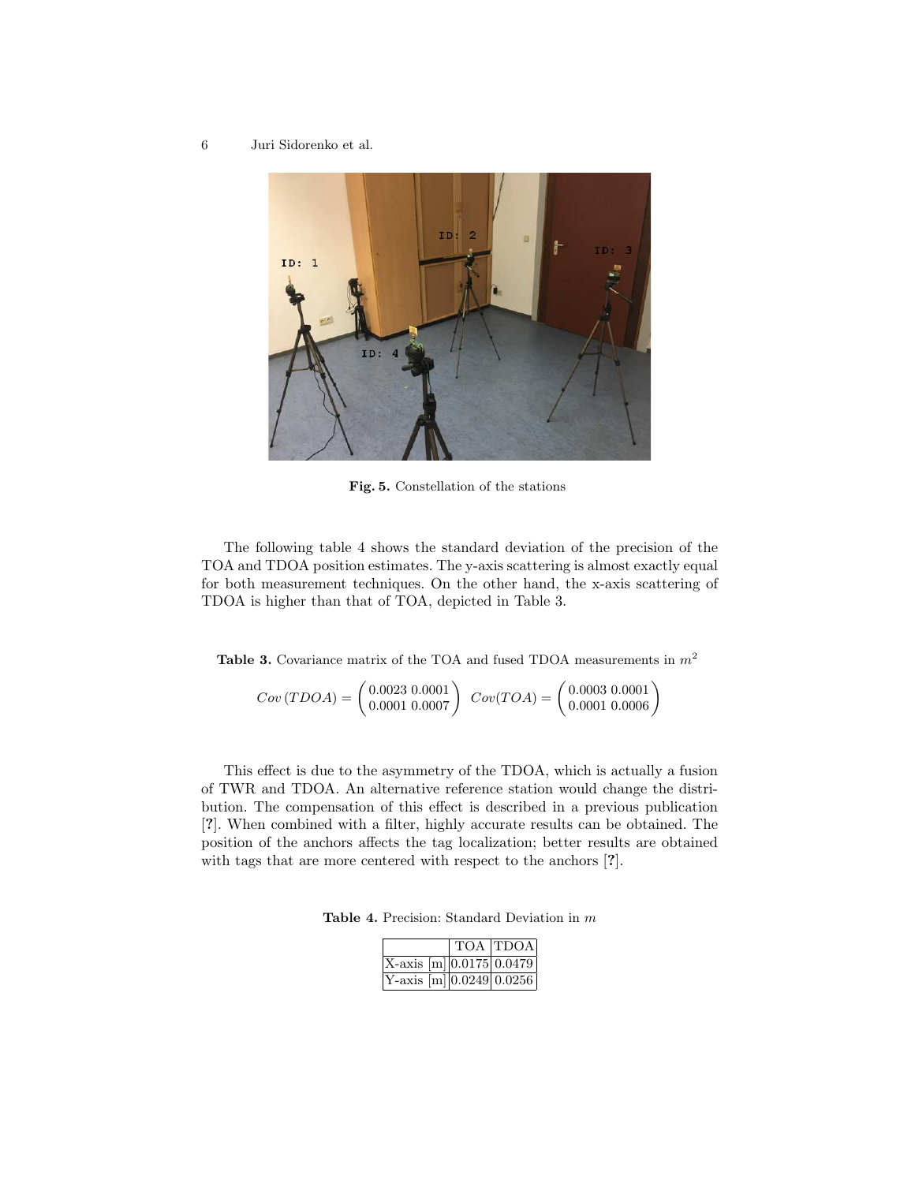Fig. 5. Constellation of the stations

The following table 4 shows the standard deviation of the precision of the TOA and TDOA position estimates. The y-axis scattering is almost exactly equal for both measurement techniques. On the other hand, the x-axis scattering of TDOA is higher than that of TOA, depicted in Table 3.

**Table 3.** Covariance matrix of the TOA and fused TDOA measurements in $m^2$

$$Cov\,(TDOA) = \begin{pmatrix} 0.0023 & 0.0001 \\ 0.0001 & 0.0007 \end{pmatrix} \quad Cov(TOA) = \begin{pmatrix} 0.0003 & 0.0001 \\ 0.0001 & 0.0006 \end{pmatrix}$$

This effect is due to the asymmetry of the TDOA, which is actually a fusion of TWR and TDOA. An alternative reference station would change the distribution. The compensation of this effect is described in a previous publication [**?**]. When combined with a filter, highly accurate results can be obtained. The position of the anchors affects the tag localization; better results are obtained with tags that are more centered with respect to the anchors [**?**].

**Table 4.** Precision: Standard Deviation in $m$

| | TOA | TDOA |
|---|---|---|
| X-axis [m] | 0.0175 | 0.0479 |
| Y-axis [m] | 0.0249 | 0.0256 |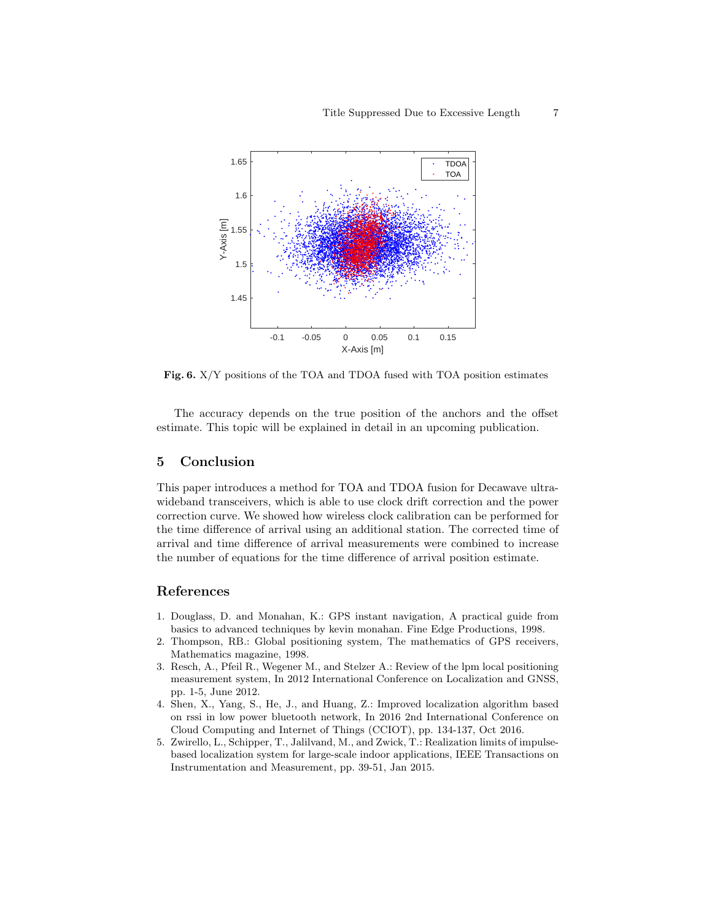Fig. 6. X/Y positions of the TOA and TDOA fused with TOA position estimates

The accuracy depends on the true position of the anchors and the offset estimate. This topic will be explained in detail in an upcoming publication.

## 5 Conclusion

This paper introduces a method for TOA and TDOA fusion for Decawave ultra-wideband transceivers, which is able to use clock drift correction and the power correction curve. We showed how wireless clock calibration can be performed for the time difference of arrival using an additional station. The corrected time of arrival and time difference of arrival measurements were combined to increase the number of equations for the time difference of arrival position estimate.

## References

1. Douglass, D. and Monahan, K.: GPS instant navigation, A practical guide from basics to advanced techniques by kevin monahan. Fine Edge Productions, 1998.
2. Thompson, RB.: Global positioning system, The mathematics of GPS receivers, Mathematics magazine, 1998.
3. Resch, A., Pfeil R., Wegener M., and Stelzer A.: Review of the lpm local positioning measurement system, In 2012 International Conference on Localization and GNSS, pp. 1-5, June 2012.
4. Shen, X., Yang, S., He, J., and Huang, Z.: Improved localization algorithm based on rssi in low power bluetooth network, In 2016 2nd International Conference on Cloud Computing and Internet of Things (CCIOT), pp. 134-137, Oct 2016.
5. Zwirello, L., Schipper, T., Jalilvand, M., and Zwick, T.: Realization limits of impulse-based localization system for large-scale indoor applications, IEEE Transactions on Instrumentation and Measurement, pp. 39-51, Jan 2015.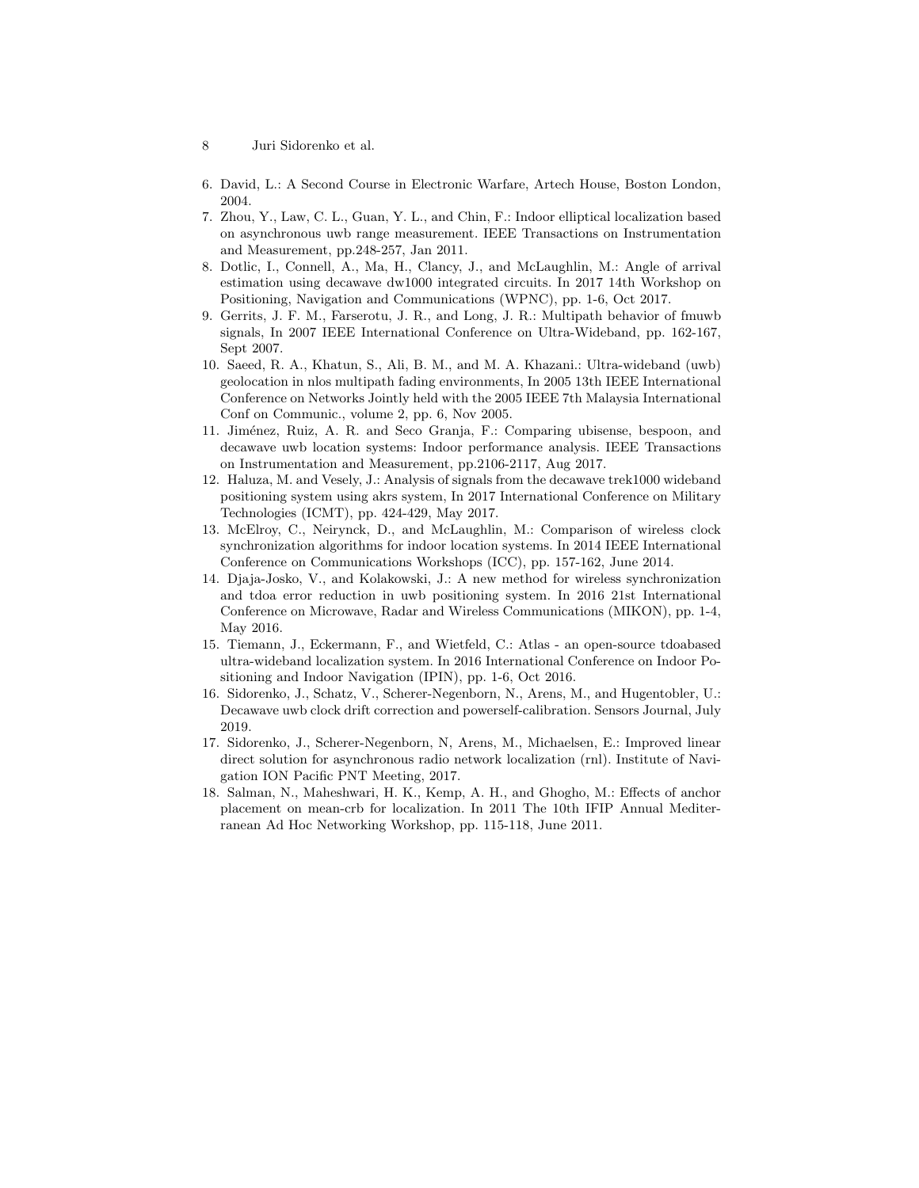6. David, L.: A Second Course in Electronic Warfare, Artech House, Boston London, 2004.
7. Zhou, Y., Law, C. L., Guan, Y. L., and Chin, F.: Indoor elliptical localization based on asynchronous uwb range measurement. IEEE Transactions on Instrumentation and Measurement, pp.248-257, Jan 2011.
8. Dotlic, I., Connell, A., Ma, H., Clancy, J., and McLaughlin, M.: Angle of arrival estimation using decawave dw1000 integrated circuits. In 2017 14th Workshop on Positioning, Navigation and Communications (WPNC), pp. 1-6, Oct 2017.
9. Gerrits, J. F. M., Farserotu, J. R., and Long, J. R.: Multipath behavior of fmuwb signals, In 2007 IEEE International Conference on Ultra-Wideband, pp. 162-167, Sept 2007.
10. Saeed, R. A., Khatun, S., Ali, B. M., and M. A. Khazani.: Ultra-wideband (uwb) geolocation in nlos multipath fading environments, In 2005 13th IEEE International Conference on Networks Jointly held with the 2005 IEEE 7th Malaysia International Conf on Communic., volume 2, pp. 6, Nov 2005.
11. Jiménez, Ruiz, A. R. and Seco Granja, F.: Comparing ubisense, bespoon, and decawave uwb location systems: Indoor performance analysis. IEEE Transactions on Instrumentation and Measurement, pp.2106-2117, Aug 2017.
12. Haluza, M. and Vesely, J.: Analysis of signals from the decawave trek1000 wideband positioning system using akrs system, In 2017 International Conference on Military Technologies (ICMT), pp. 424-429, May 2017.
13. McElroy, C., Neirynck, D., and McLaughlin, M.: Comparison of wireless clock synchronization algorithms for indoor location systems. In 2014 IEEE International Conference on Communications Workshops (ICC), pp. 157-162, June 2014.
14. Djaja-Josko, V., and Kolakowski, J.: A new method for wireless synchronization and tdoa error reduction in uwb positioning system. In 2016 21st International Conference on Microwave, Radar and Wireless Communications (MIKON), pp. 1-4, May 2016.
15. Tiemann, J., Eckermann, F., and Wietfeld, C.: Atlas - an open-source tdoabased ultra-wideband localization system. In 2016 International Conference on Indoor Positioning and Indoor Navigation (IPIN), pp. 1-6, Oct 2016.
16. Sidorenko, J., Schatz, V., Scherer-Negenborn, N., Arens, M., and Hugentobler, U.: Decawave uwb clock drift correction and powerself-calibration. Sensors Journal, July 2019.
17. Sidorenko, J., Scherer-Negenborn, N, Arens, M., Michaelsen, E.: Improved linear direct solution for asynchronous radio network localization (rnl). Institute of Navigation ION Pacific PNT Meeting, 2017.
18. Salman, N., Maheshwari, H. K., Kemp, A. H., and Ghogho, M.: Effects of anchor placement on mean-crb for localization. In 2011 The 10th IFIP Annual Mediterranean Ad Hoc Networking Workshop, pp. 115-118, June 2011.